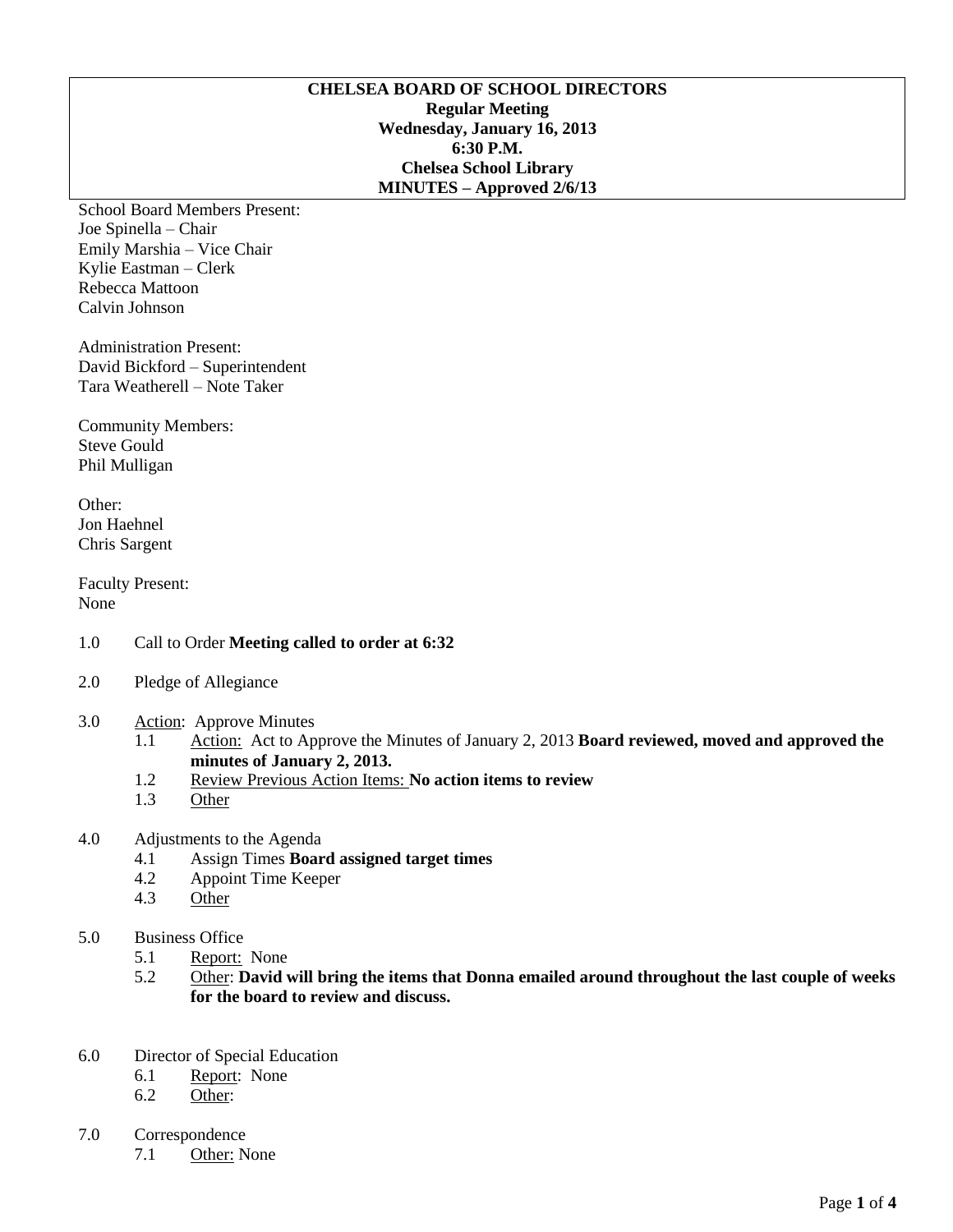**CHELSEA BOARD OF SCHOOL DIRECTORS**
**Regular Meeting**
**Wednesday, January 16, 2013**
**6:30 P.M.**
**Chelsea School Library**
**MINUTES – Approved 2/6/13**

School Board Members Present:
Joe Spinella – Chair
Emily Marshia – Vice Chair
Kylie Eastman – Clerk
Rebecca Mattoon
Calvin Johnson

Administration Present:
David Bickford – Superintendent
Tara Weatherell – Note Taker

Community Members:
Steve Gould
Phil Mulligan

Other:
Jon Haehnel
Chris Sargent

Faculty Present:
None

1.0 Call to Order **Meeting called to order at 6:32**

2.0 Pledge of Allegiance

3.0 Action: Approve Minutes
- 1.1 Action: Act to Approve the Minutes of January 2, 2013 **Board reviewed, moved and approved the minutes of January 2, 2013.**
- 1.2 Review Previous Action Items: **No action items to review**
- 1.3 Other

4.0 Adjustments to the Agenda
- 4.1 Assign Times **Board assigned target times**
- 4.2 Appoint Time Keeper
- 4.3 Other

5.0 Business Office
- 5.1 Report: None
- 5.2 Other: **David will bring the items that Donna emailed around throughout the last couple of weeks for the board to review and discuss.**

6.0 Director of Special Education
- 6.1 Report: None
- 6.2 Other:

7.0 Correspondence
- 7.1 Other: None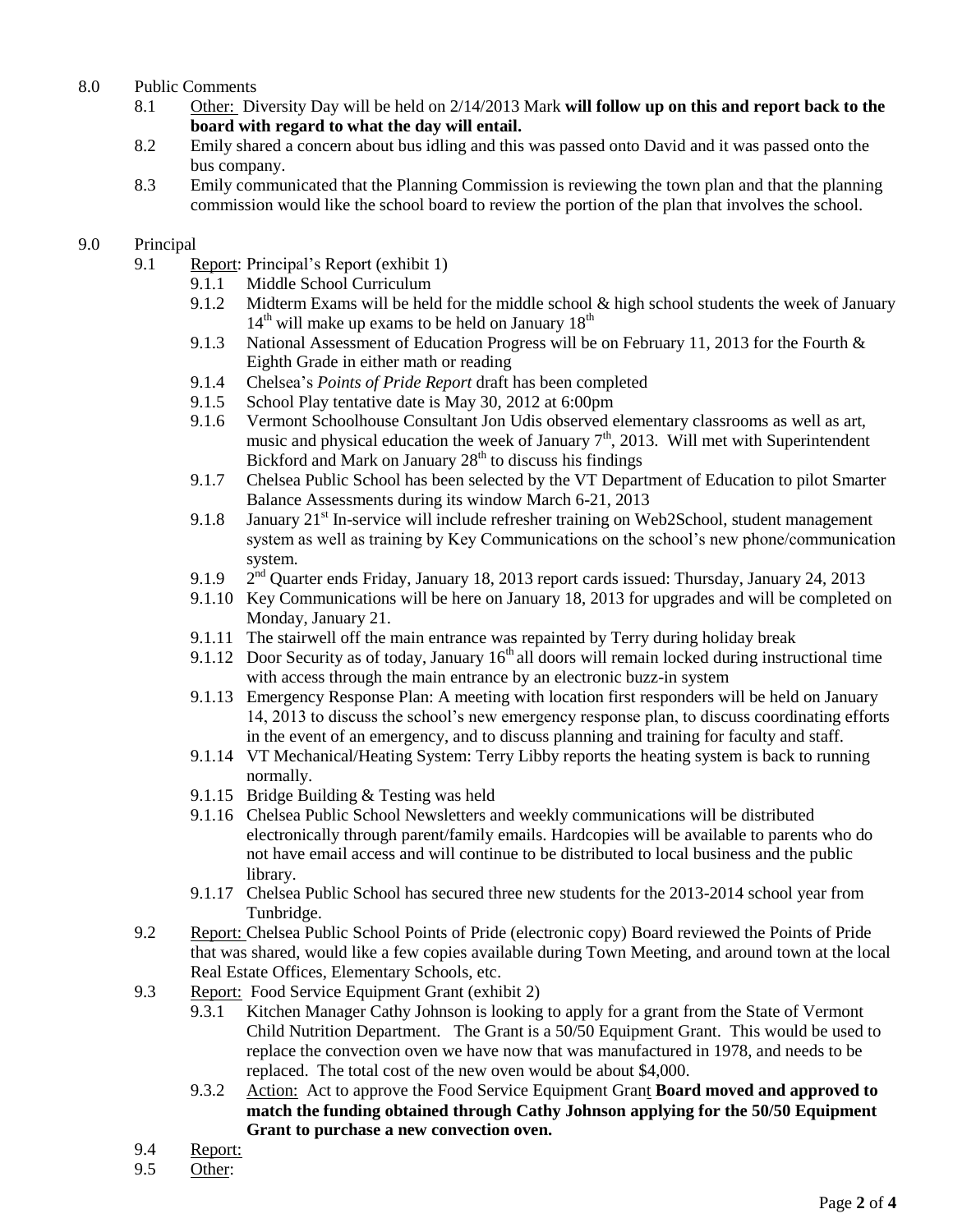8.0 Public Comments

- 8.1 Other: Diversity Day will be held on 2/14/2013 Mark **will follow up on this and report back to the board with regard to what the day will entail.**
- 8.2 Emily shared a concern about bus idling and this was passed onto David and it was passed onto the bus company.
- 8.3 Emily communicated that the Planning Commission is reviewing the town plan and that the planning commission would like the school board to review the portion of the plan that involves the school.

9.0 Principal

- 9.1 Report: Principal's Report (exhibit 1)
  - 9.1.1 Middle School Curriculum
  - 9.1.2 Midterm Exams will be held for the middle school & high school students the week of January 14th will make up exams to be held on January 18th
  - 9.1.3 National Assessment of Education Progress will be on February 11, 2013 for the Fourth & Eighth Grade in either math or reading
  - 9.1.4 Chelsea's *Points of Pride Report* draft has been completed
  - 9.1.5 School Play tentative date is May 30, 2012 at 6:00pm
  - 9.1.6 Vermont Schoolhouse Consultant Jon Udis observed elementary classrooms as well as art, music and physical education the week of January 7th, 2013. Will met with Superintendent Bickford and Mark on January 28th to discuss his findings
  - 9.1.7 Chelsea Public School has been selected by the VT Department of Education to pilot Smarter Balance Assessments during its window March 6-21, 2013
  - 9.1.8 January 21st In-service will include refresher training on Web2School, student management system as well as training by Key Communications on the school's new phone/communication system.
  - 9.1.9 2nd Quarter ends Friday, January 18, 2013 report cards issued: Thursday, January 24, 2013
  - 9.1.10 Key Communications will be here on January 18, 2013 for upgrades and will be completed on Monday, January 21.
  - 9.1.11 The stairwell off the main entrance was repainted by Terry during holiday break
  - 9.1.12 Door Security as of today, January 16th all doors will remain locked during instructional time with access through the main entrance by an electronic buzz-in system
  - 9.1.13 Emergency Response Plan: A meeting with location first responders will be held on January 14, 2013 to discuss the school's new emergency response plan, to discuss coordinating efforts in the event of an emergency, and to discuss planning and training for faculty and staff.
  - 9.1.14 VT Mechanical/Heating System: Terry Libby reports the heating system is back to running normally.
  - 9.1.15 Bridge Building & Testing was held
  - 9.1.16 Chelsea Public School Newsletters and weekly communications will be distributed electronically through parent/family emails. Hardcopies will be available to parents who do not have email access and will continue to be distributed to local business and the public library.
  - 9.1.17 Chelsea Public School has secured three new students for the 2013-2014 school year from Tunbridge.
- 9.2 Report: Chelsea Public School Points of Pride (electronic copy) Board reviewed the Points of Pride that was shared, would like a few copies available during Town Meeting, and around town at the local Real Estate Offices, Elementary Schools, etc.
- 9.3 Report: Food Service Equipment Grant (exhibit 2)
  - 9.3.1 Kitchen Manager Cathy Johnson is looking to apply for a grant from the State of Vermont Child Nutrition Department. The Grant is a 50/50 Equipment Grant. This would be used to replace the convection oven we have now that was manufactured in 1978, and needs to be replaced. The total cost of the new oven would be about $4,000.
  - 9.3.2 Action: Act to approve the Food Service Equipment Grant **Board moved and approved to match the funding obtained through Cathy Johnson applying for the 50/50 Equipment Grant to purchase a new convection oven.**
- 9.4 Report:
- 9.5 Other: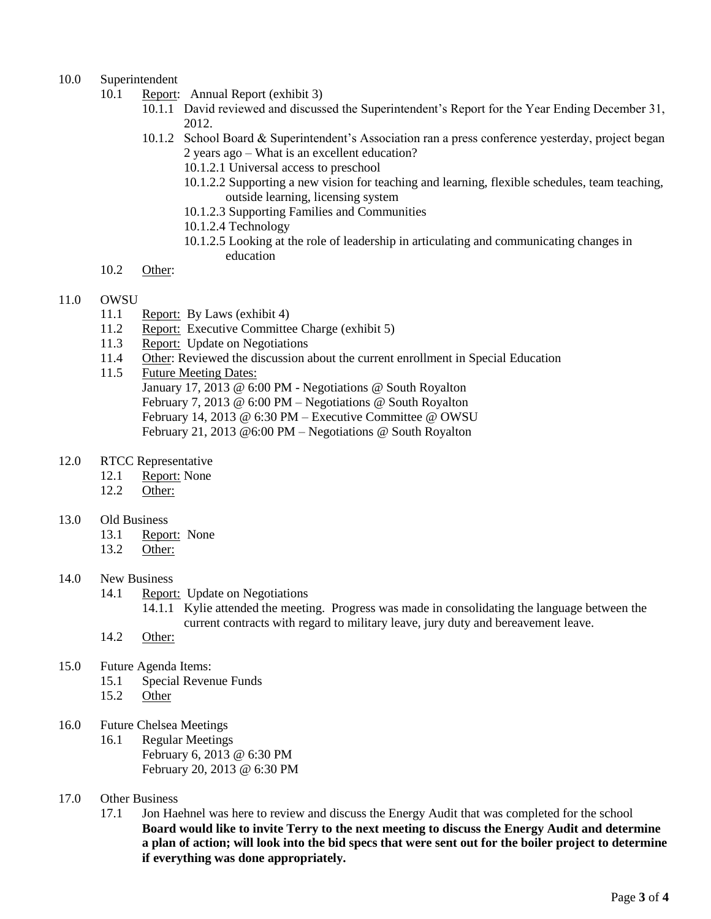10.0 Superintendent

- 10.1 Report: Annual Report (exhibit 3)
  - 10.1.1 David reviewed and discussed the Superintendent's Report for the Year Ending December 31, 2012.
  - 10.1.2 School Board & Superintendent's Association ran a press conference yesterday, project began 2 years ago – What is an excellent education?
    - 10.1.2.1 Universal access to preschool
    - 10.1.2.2 Supporting a new vision for teaching and learning, flexible schedules, team teaching, outside learning, licensing system
    - 10.1.2.3 Supporting Families and Communities
    - 10.1.2.4 Technology
    - 10.1.2.5 Looking at the role of leadership in articulating and communicating changes in education
- 10.2 Other:

11.0 OWSU

- 11.1 Report: By Laws (exhibit 4)
- 11.2 Report: Executive Committee Charge (exhibit 5)
- 11.3 Report: Update on Negotiations
- 11.4 Other: Reviewed the discussion about the current enrollment in Special Education
- 11.5 Future Meeting Dates:
  January 17, 2013 @ 6:00 PM - Negotiations @ South Royalton
  February 7, 2013 @ 6:00 PM – Negotiations @ South Royalton
  February 14, 2013 @ 6:30 PM – Executive Committee @ OWSU
  February 21, 2013 @6:00 PM – Negotiations @ South Royalton

12.0 RTCC Representative

- 12.1 Report: None
- 12.2 Other:

13.0 Old Business

- 13.1 Report: None
- 13.2 Other:

14.0 New Business

- 14.1 Report: Update on Negotiations
  - 14.1.1 Kylie attended the meeting. Progress was made in consolidating the language between the current contracts with regard to military leave, jury duty and bereavement leave.
- 14.2 Other:

15.0 Future Agenda Items:

- 15.1 Special Revenue Funds
- 15.2 Other

16.0 Future Chelsea Meetings

- 16.1 Regular Meetings
  February 6, 2013 @ 6:30 PM
  February 20, 2013 @ 6:30 PM

17.0 Other Business

- 17.1 Jon Haehnel was here to review and discuss the Energy Audit that was completed for the school **Board would like to invite Terry to the next meeting to discuss the Energy Audit and determine a plan of action; will look into the bid specs that were sent out for the boiler project to determine if everything was done appropriately.**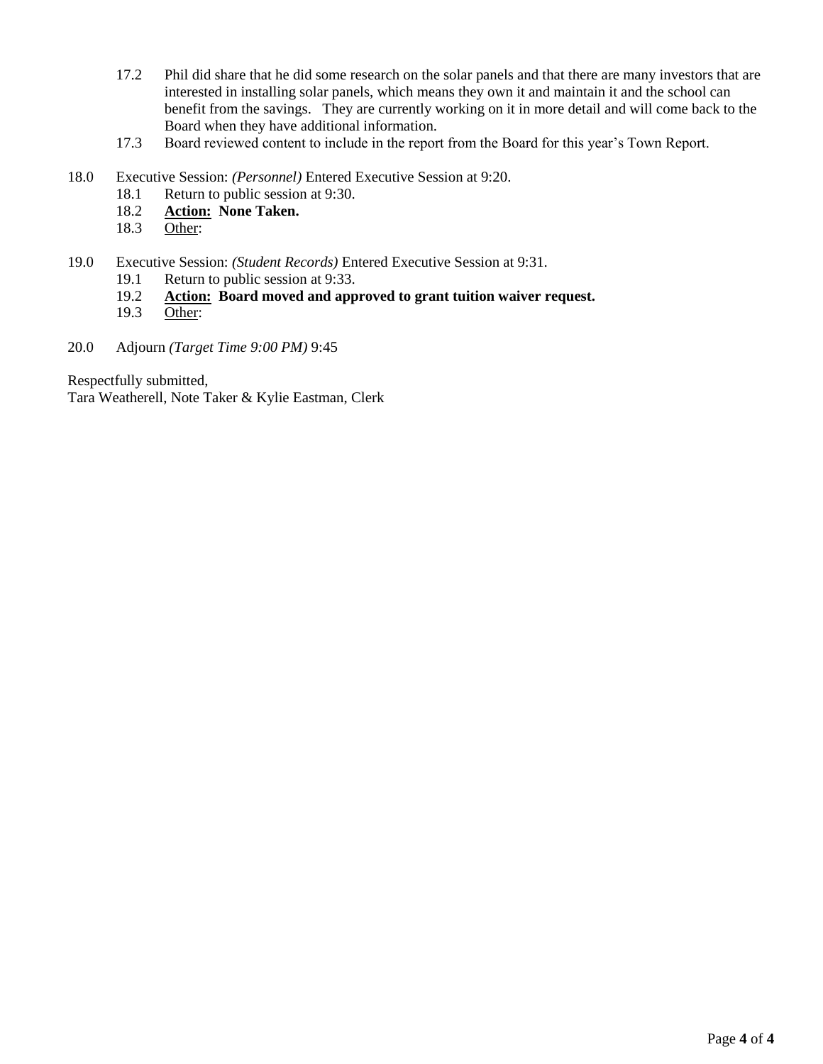17.2 Phil did share that he did some research on the solar panels and that there are many investors that are interested in installing solar panels, which means they own it and maintain it and the school can benefit from the savings. They are currently working on it in more detail and will come back to the Board when they have additional information.

17.3 Board reviewed content to include in the report from the Board for this year's Town Report.

18.0 Executive Session: *(Personnel)* Entered Executive Session at 9:20.

18.1 Return to public session at 9:30.

18.2 **<u>Action:</u> None Taken.**

18.3 <u>Other</u>:

19.0 Executive Session: *(Student Records)* Entered Executive Session at 9:31.

19.1 Return to public session at 9:33.

19.2 **<u>Action:</u> Board moved and approved to grant tuition waiver request.**

19.3 <u>Other</u>:

20.0 Adjourn *(Target Time 9:00 PM)* 9:45

Respectfully submitted,
Tara Weatherell, Note Taker & Kylie Eastman, Clerk